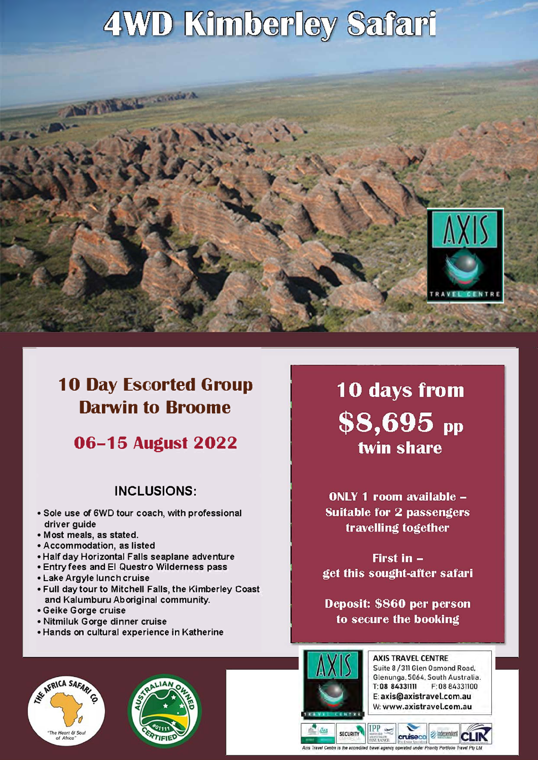# 4WD Kimberley Safari

## 10 Day Escorted Group Darwin to Broome

## 06–15 August 2022

### INCLUSIONS:

- Sole use of 6WD tour coach, with professional driver guide
- Most meals, as stated.
- Accommodation, as listed
- Half day Horizontal Falls seaplane adventure
- Entry fees and El Questro Wilderness pass
- Lake Argyle lunch cruise
- Full day tour to Mitchell Falls, the Kimberley Coast and Kalumburu Aboriginal community.
- Geike Gorge cruise
- Nitmiluk Gorge dinner cruise
- Hands on cultural experience in Katherine

## 10 days from $8,695 pp twin share

**ONLY 1 room available – Suitable for 2 passengers travelling together**

**First in – get this sought-after safari**

**Deposit: $860 per person to secure the booking**

THE AFRICA SAFARI CO. "The Heart & Soul of Africa"

AUSTRALIAN OWNED CERTIFIED #01111

**AXIS TRAVEL CENTRE**
Suite 8 / 311 Glen Osmond Road, Glenunga, 5064, South Australia.
T: 08 84331111 F: 08 84331100
E: axis@axistravel.com.au
W: www.axistravel.com.au

*Axis Travel Centre is the accredited travel agency operated under Priority Portfolio Travel Pty Ltd*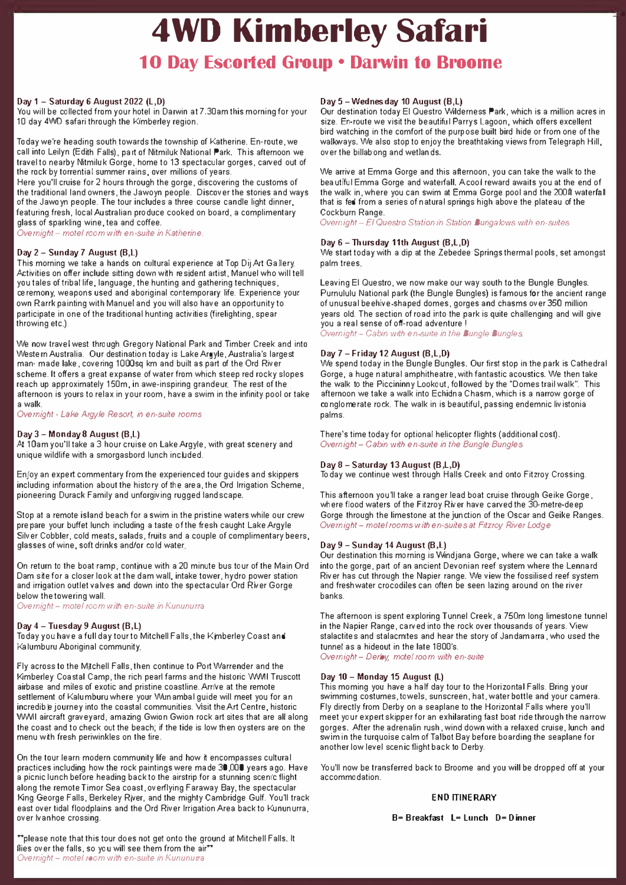# 4WD Kimberley Safari

## 10 Day Escorted Group • Darwin to Broome

**Day 1 – Saturday 6 August 2022 (L,D)**
You will be collected from your hotel in Darwin at 7.30am this morning for your 10 day 4WD safari through the Kimberley region.

Today we're heading south towards the township of Katherine. En-route, we call into Leilyn (Edith Falls), part of Nitmiluk National Park. This afternoon we travel to nearby Nitmiluk Gorge, home to 13 spectacular gorges, carved out of the rock by torrential summer rains, over millions of years.
Here you'll cruise for 2 hours through the gorge, discovering the customs of the traditional land owners, the Jawoyn people. Discover the stories and ways of the Jawoyn people. The tour includes a three course candle light dinner, featuring fresh, local Australian produce cooked on board, a complimentary glass of sparkling wine, tea and coffee.
*Overnight – motel room with en-suite in Katherine.*

**Day 2 – Sunday 7 August (B,L)**
This morning we take a hands on cultural experience at Top Dij Art Gallery. Activities on offer include sitting down with resident artist, Manuel who will tell you tales of tribal life, language, the hunting and gathering techniques, ceremony, weapons used and aboriginal contemporary life. Experience your own Rarrk painting with Manuel and you will also have an opportunity to participate in one of the traditional hunting activities (firelighting, spear throwing etc.).

We now travel west through Gregory National Park and Timber Creek and into Western Australia. Our destination today is Lake Argyle, Australia's largest man- made lake, covering 1000sq km and built as part of the Ord River scheme. It offers a great expanse of water from which steep red rocky slopes reach up approximately 150m, in awe-inspiring grandeur. The rest of the afternoon is yours to relax in your room, have a swim in the infinity pool or take a walk.
*Overnight - Lake Argyle Resort, in en-suite rooms*

**Day 3 – Monday 8 August (B,L)**
At 10am you'll take a 3 hour cruise on Lake Argyle, with great scenery and unique wildlife with a smorgasbord lunch included.

Enjoy an expert commentary from the experienced tour guides and skippers including information about the history of the area, the Ord Irrigation Scheme, pioneering Durack Family and unforgiving rugged landscape.

Stop at a remote island beach for a swim in the pristine waters while our crew prepare your buffet lunch including a taste of the fresh caught Lake Argyle Silver Cobbler, cold meats, salads, fruits and a couple of complimentary beers, glasses of wine, soft drinks and/or cold water.

On return to the boat ramp, continue with a 20 minute bus tour of the Main Ord Dam site for a closer look at the dam wall, intake tower, hydro power station and irrigation outlet valves and down into the spectacular Ord River Gorge below the towering wall.
*Overnight – motel room with en-suite in Kununurra*

**Day 4 – Tuesday 9 August (B,L)**
Today you have a full day tour to Mitchell Falls, the Kimberley Coast and Kalumburu Aboriginal community.

Fly across to the Mitchell Falls, then continue to Port Warrender and the Kimberley Coastal Camp, the rich pearl farms and the historic WWII Truscott airbase and miles of exotic and pristine coastline. Arrive at the remote settlement of Kalumburu where your Wunambal guide will meet you for an incredible journey into the coastal communities. Visit the Art Centre, historic WWII aircraft graveyard, amazing Gwion Gwion rock art sites that are all along the coast and to check out the beach; if the tide is low then oysters are on the menu with fresh periwinkles on the fire.

On the tour learn modern community life and how it encompasses cultural practices including how the rock paintings were made 30,000 years ago. Have a picnic lunch before heading back to the airstrip for a stunning scenic flight along the remote Timor Sea coast, overflying Faraway Bay, the spectacular King George Falls, Berkeley River, and the mighty Cambridge Gulf. You'll track east over tidal floodplains and the Ord River Irrigation Area back to Kununurra, over Ivanhoe crossing.

**please note that this tour does not get onto the ground at Mitchell Falls. It flies over the falls, so you will see them from the air**
*Overnight – motel room with en-suite in Kununurra*

**Day 5 – Wednesday 10 August (B,L)**
Our destination today El Questro Wilderness Park, which is a million acres in size. En-route we visit the beautiful Parrys Lagoon, which offers excellent bird watching in the comfort of the purpose built bird hide or from one of the walkways. We also stop to enjoy the breathtaking views from Telegraph Hill, over the billabong and wetlands.

We arrive at Emma Gorge and this afternoon, you can take the walk to the beautiful Emma Gorge and waterfall. A cool reward awaits you at the end of the walk in, where you can swim at Emma Gorge pool and the 200ft waterfall that is fed from a series of natural springs high above the plateau of the Cockburn Range.
*Overnight – El Questro Station in Station Bungalows with en-suites*

**Day 6 – Thursday 11th August (B,L,D)**
We start today with a dip at the Zebedee Springs thermal pools, set amongst palm trees.

Leaving El Questro, we now make our way south to the Bungle Bungles. Purnululu National park (the Bungle Bungles) is famous for the ancient range of unusual beehive-shaped domes, gorges and chasms over 350 million years old. The section of road into the park is quite challenging and will give you a real sense of off-road adventure !
*Overnight – Cabin with en-suite in the Bungle Bungles.*

**Day 7 – Friday 12 August (B,L,D)**
We spend today in the Bungle Bungles. Our first stop in the park is Cathedral Gorge, a huge natural amphitheatre, with fantastic acoustics. We then take the walk to the Piccininny Lookout, followed by the "Domes trail walk". This afternoon we take a walk into Echidna Chasm, which is a narrow gorge of conglomerate rock. The walk in is beautiful, passing endemnic livistonia palms.

There's time today for optional helicopter flights (additional cost).
*Overnight – Cabin with en-suite in the Bungle Bungles*

**Day 8 – Saturday 13 August (B,L,D)**
Today we continue west through Halls Creek and onto Fitzroy Crossing.

This afternoon you'll take a ranger lead boat cruise through Geike Gorge, where flood waters of the Fitzroy River have carved the 30-metre-deep Gorge through the limestone at the junction of the Oscar and Geike Ranges.
*Overnight – motel rooms with en-suites at Fitzroy River Lodge*

**Day 9 – Sunday 14 August (B,L)**
Our destination this morning is Windjana Gorge, where we can take a walk into the gorge, part of an ancient Devonian reef system where the Lennard River has cut through the Napier range. We view the fossilised reef system and freshwater crocodiles can often be seen lazing around on the river banks.

The afternoon is spent exploring Tunnel Creek, a 750m long limestone tunnel in the Napier Range, carved into the rock over thousands of years. View stalactites and stalacmites and hear the story of Jandamarra, who used the tunnel as a hideout in the late 1800's.
*Overnight – Derby, motel room with en-suite*

**Day 10 – Monday 15 August (L)**
This morning you have a half day tour to the Horizontal Falls. Bring your swimming costumes, towels, sunscreen, hat, water bottle and your camera. Fly directly from Derby on a seaplane to the Horizontal Falls where you'll meet your expert skipper for an exhilarating fast boat ride through the narrow gorges. After the adrenalin rush, wind down with a relaxed cruise, lunch and swim in the turquoise calm of Talbot Bay before boarding the seaplane for another low level scenic flight back to Derby.

You'll now be transferred back to Broome and you will be dropped off at your accommodation.

**END ITINERARY**

**B= Breakfast L= Lunch D= Dinner**